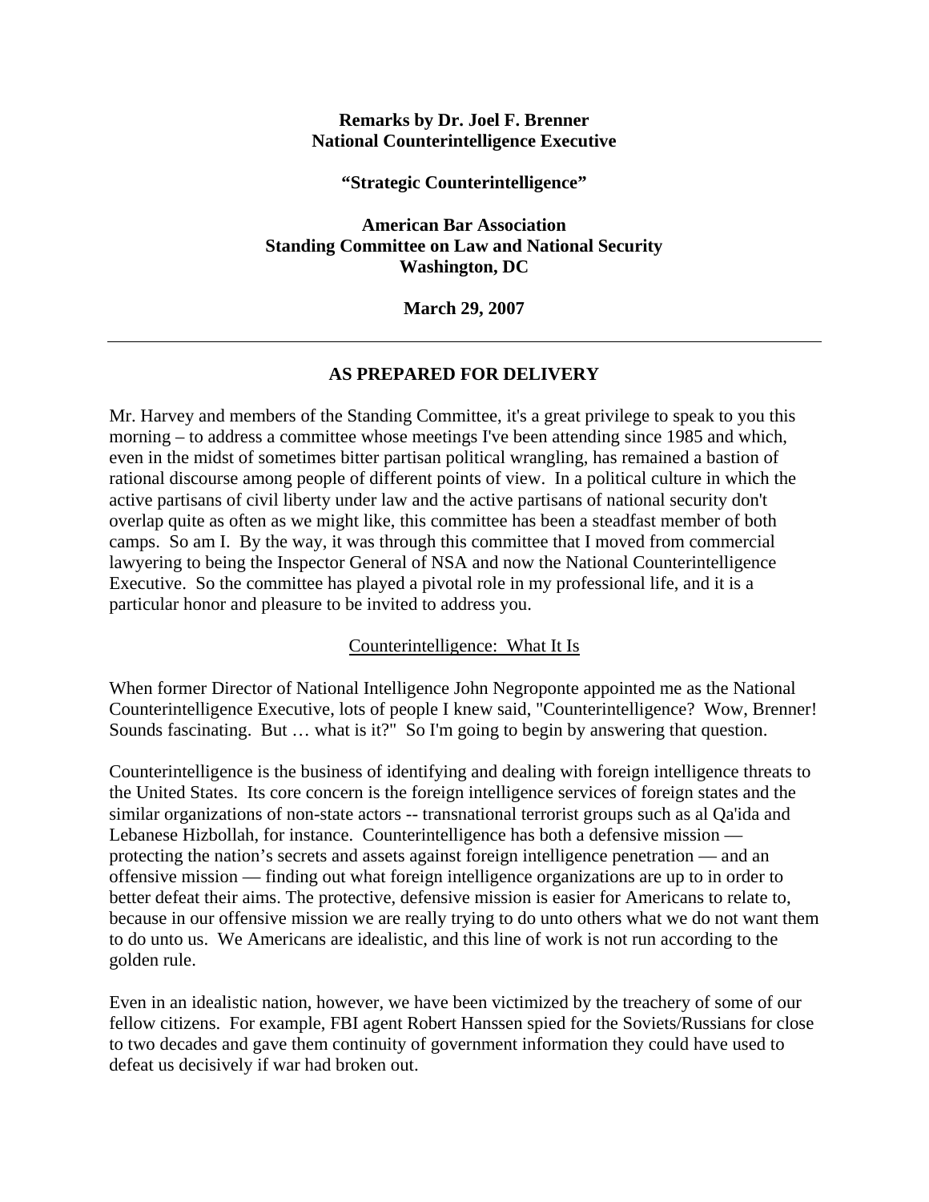**Remarks by Dr. Joel F. Brenner**
**National Counterintelligence Executive**

**"Strategic Counterintelligence"**

**American Bar Association**
**Standing Committee on Law and National Security**
**Washington, DC**

**March 29, 2007**

---

**AS PREPARED FOR DELIVERY**

Mr. Harvey and members of the Standing Committee, it's a great privilege to speak to you this morning – to address a committee whose meetings I've been attending since 1985 and which, even in the midst of sometimes bitter partisan political wrangling, has remained a bastion of rational discourse among people of different points of view. In a political culture in which the active partisans of civil liberty under law and the active partisans of national security don't overlap quite as often as we might like, this committee has been a steadfast member of both camps. So am I. By the way, it was through this committee that I moved from commercial lawyering to being the Inspector General of NSA and now the National Counterintelligence Executive. So the committee has played a pivotal role in my professional life, and it is a particular honor and pleasure to be invited to address you.

<u>Counterintelligence: What It Is</u>

When former Director of National Intelligence John Negroponte appointed me as the National Counterintelligence Executive, lots of people I knew said, "Counterintelligence? Wow, Brenner! Sounds fascinating. But … what is it?" So I'm going to begin by answering that question.

Counterintelligence is the business of identifying and dealing with foreign intelligence threats to the United States. Its core concern is the foreign intelligence services of foreign states and the similar organizations of non-state actors -- transnational terrorist groups such as al Qa'ida and Lebanese Hizbollah, for instance. Counterintelligence has both a defensive mission — protecting the nation's secrets and assets against foreign intelligence penetration — and an offensive mission — finding out what foreign intelligence organizations are up to in order to better defeat their aims. The protective, defensive mission is easier for Americans to relate to, because in our offensive mission we are really trying to do unto others what we do not want them to do unto us. We Americans are idealistic, and this line of work is not run according to the golden rule.

Even in an idealistic nation, however, we have been victimized by the treachery of some of our fellow citizens. For example, FBI agent Robert Hanssen spied for the Soviets/Russians for close to two decades and gave them continuity of government information they could have used to defeat us decisively if war had broken out.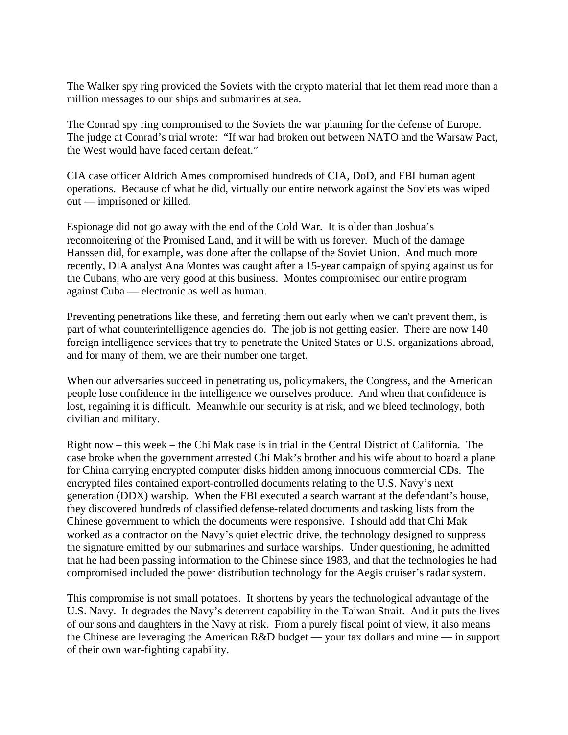The Walker spy ring provided the Soviets with the crypto material that let them read more than a million messages to our ships and submarines at sea.

The Conrad spy ring compromised to the Soviets the war planning for the defense of Europe. The judge at Conrad's trial wrote: "If war had broken out between NATO and the Warsaw Pact, the West would have faced certain defeat."

CIA case officer Aldrich Ames compromised hundreds of CIA, DoD, and FBI human agent operations. Because of what he did, virtually our entire network against the Soviets was wiped out — imprisoned or killed.

Espionage did not go away with the end of the Cold War. It is older than Joshua's reconnoitering of the Promised Land, and it will be with us forever. Much of the damage Hanssen did, for example, was done after the collapse of the Soviet Union. And much more recently, DIA analyst Ana Montes was caught after a 15-year campaign of spying against us for the Cubans, who are very good at this business. Montes compromised our entire program against Cuba — electronic as well as human.

Preventing penetrations like these, and ferreting them out early when we can't prevent them, is part of what counterintelligence agencies do. The job is not getting easier. There are now 140 foreign intelligence services that try to penetrate the United States or U.S. organizations abroad, and for many of them, we are their number one target.

When our adversaries succeed in penetrating us, policymakers, the Congress, and the American people lose confidence in the intelligence we ourselves produce. And when that confidence is lost, regaining it is difficult. Meanwhile our security is at risk, and we bleed technology, both civilian and military.

Right now – this week – the Chi Mak case is in trial in the Central District of California. The case broke when the government arrested Chi Mak's brother and his wife about to board a plane for China carrying encrypted computer disks hidden among innocuous commercial CDs. The encrypted files contained export-controlled documents relating to the U.S. Navy's next generation (DDX) warship. When the FBI executed a search warrant at the defendant's house, they discovered hundreds of classified defense-related documents and tasking lists from the Chinese government to which the documents were responsive. I should add that Chi Mak worked as a contractor on the Navy's quiet electric drive, the technology designed to suppress the signature emitted by our submarines and surface warships. Under questioning, he admitted that he had been passing information to the Chinese since 1983, and that the technologies he had compromised included the power distribution technology for the Aegis cruiser's radar system.

This compromise is not small potatoes. It shortens by years the technological advantage of the U.S. Navy. It degrades the Navy's deterrent capability in the Taiwan Strait. And it puts the lives of our sons and daughters in the Navy at risk. From a purely fiscal point of view, it also means the Chinese are leveraging the American R&D budget — your tax dollars and mine — in support of their own war-fighting capability.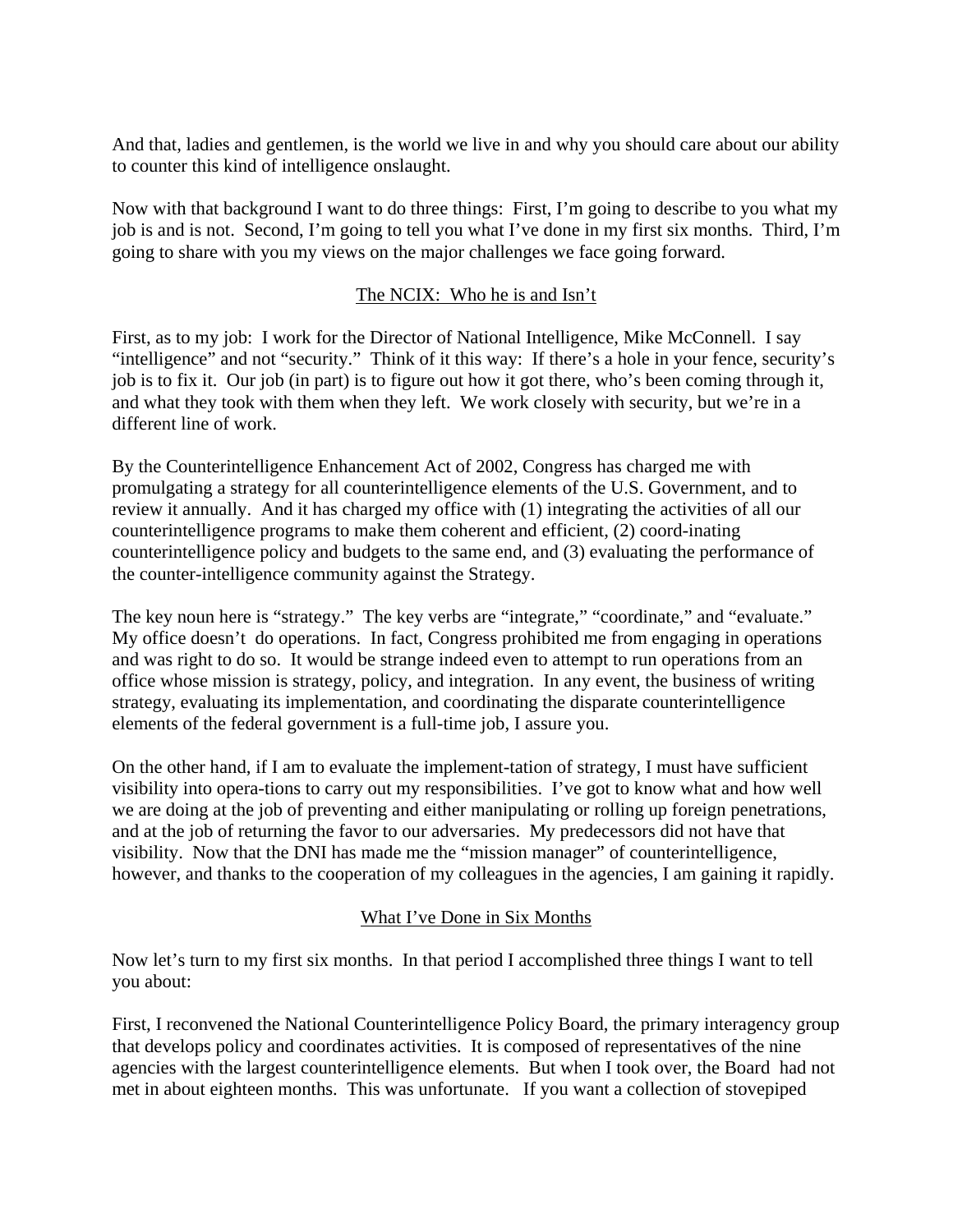And that, ladies and gentlemen, is the world we live in and why you should care about our ability to counter this kind of intelligence onslaught.

Now with that background I want to do three things: First, I'm going to describe to you what my job is and is not. Second, I'm going to tell you what I've done in my first six months. Third, I'm going to share with you my views on the major challenges we face going forward.

## The NCIX: Who he is and Isn't

First, as to my job: I work for the Director of National Intelligence, Mike McConnell. I say "intelligence" and not "security." Think of it this way: If there's a hole in your fence, security's job is to fix it. Our job (in part) is to figure out how it got there, who's been coming through it, and what they took with them when they left. We work closely with security, but we're in a different line of work.

By the Counterintelligence Enhancement Act of 2002, Congress has charged me with promulgating a strategy for all counterintelligence elements of the U.S. Government, and to review it annually. And it has charged my office with (1) integrating the activities of all our counterintelligence programs to make them coherent and efficient, (2) coord-inating counterintelligence policy and budgets to the same end, and (3) evaluating the performance of the counter-intelligence community against the Strategy.

The key noun here is "strategy." The key verbs are "integrate," "coordinate," and "evaluate." My office doesn't do operations. In fact, Congress prohibited me from engaging in operations and was right to do so. It would be strange indeed even to attempt to run operations from an office whose mission is strategy, policy, and integration. In any event, the business of writing strategy, evaluating its implementation, and coordinating the disparate counterintelligence elements of the federal government is a full-time job, I assure you.

On the other hand, if I am to evaluate the implement-tation of strategy, I must have sufficient visibility into opera-tions to carry out my responsibilities. I've got to know what and how well we are doing at the job of preventing and either manipulating or rolling up foreign penetrations, and at the job of returning the favor to our adversaries. My predecessors did not have that visibility. Now that the DNI has made me the "mission manager" of counterintelligence, however, and thanks to the cooperation of my colleagues in the agencies, I am gaining it rapidly.

## What I've Done in Six Months

Now let's turn to my first six months. In that period I accomplished three things I want to tell you about:

First, I reconvened the National Counterintelligence Policy Board, the primary interagency group that develops policy and coordinates activities. It is composed of representatives of the nine agencies with the largest counterintelligence elements. But when I took over, the Board had not met in about eighteen months. This was unfortunate. If you want a collection of stovepiped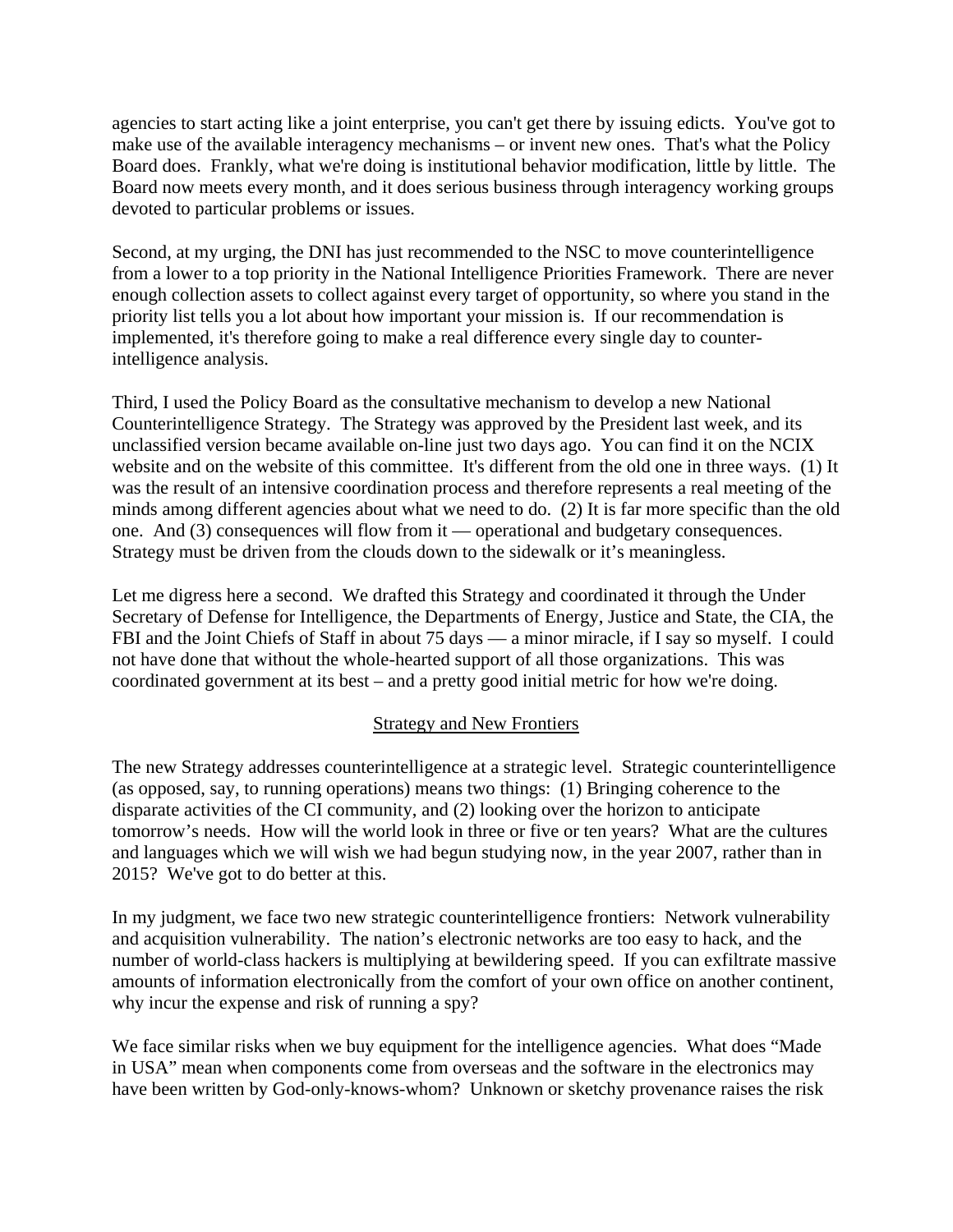agencies to start acting like a joint enterprise, you can't get there by issuing edicts. You've got to make use of the available interagency mechanisms – or invent new ones. That's what the Policy Board does. Frankly, what we're doing is institutional behavior modification, little by little. The Board now meets every month, and it does serious business through interagency working groups devoted to particular problems or issues.

Second, at my urging, the DNI has just recommended to the NSC to move counterintelligence from a lower to a top priority in the National Intelligence Priorities Framework. There are never enough collection assets to collect against every target of opportunity, so where you stand in the priority list tells you a lot about how important your mission is. If our recommendation is implemented, it's therefore going to make a real difference every single day to counter-intelligence analysis.

Third, I used the Policy Board as the consultative mechanism to develop a new National Counterintelligence Strategy. The Strategy was approved by the President last week, and its unclassified version became available on-line just two days ago. You can find it on the NCIX website and on the website of this committee. It's different from the old one in three ways. (1) It was the result of an intensive coordination process and therefore represents a real meeting of the minds among different agencies about what we need to do. (2) It is far more specific than the old one. And (3) consequences will flow from it — operational and budgetary consequences. Strategy must be driven from the clouds down to the sidewalk or it's meaningless.

Let me digress here a second. We drafted this Strategy and coordinated it through the Under Secretary of Defense for Intelligence, the Departments of Energy, Justice and State, the CIA, the FBI and the Joint Chiefs of Staff in about 75 days — a minor miracle, if I say so myself. I could not have done that without the whole-hearted support of all those organizations. This was coordinated government at its best – and a pretty good initial metric for how we're doing.

## Strategy and New Frontiers

The new Strategy addresses counterintelligence at a strategic level. Strategic counterintelligence (as opposed, say, to running operations) means two things: (1) Bringing coherence to the disparate activities of the CI community, and (2) looking over the horizon to anticipate tomorrow's needs. How will the world look in three or five or ten years? What are the cultures and languages which we will wish we had begun studying now, in the year 2007, rather than in 2015? We've got to do better at this.

In my judgment, we face two new strategic counterintelligence frontiers: Network vulnerability and acquisition vulnerability. The nation's electronic networks are too easy to hack, and the number of world-class hackers is multiplying at bewildering speed. If you can exfiltrate massive amounts of information electronically from the comfort of your own office on another continent, why incur the expense and risk of running a spy?

We face similar risks when we buy equipment for the intelligence agencies. What does "Made in USA" mean when components come from overseas and the software in the electronics may have been written by God-only-knows-whom? Unknown or sketchy provenance raises the risk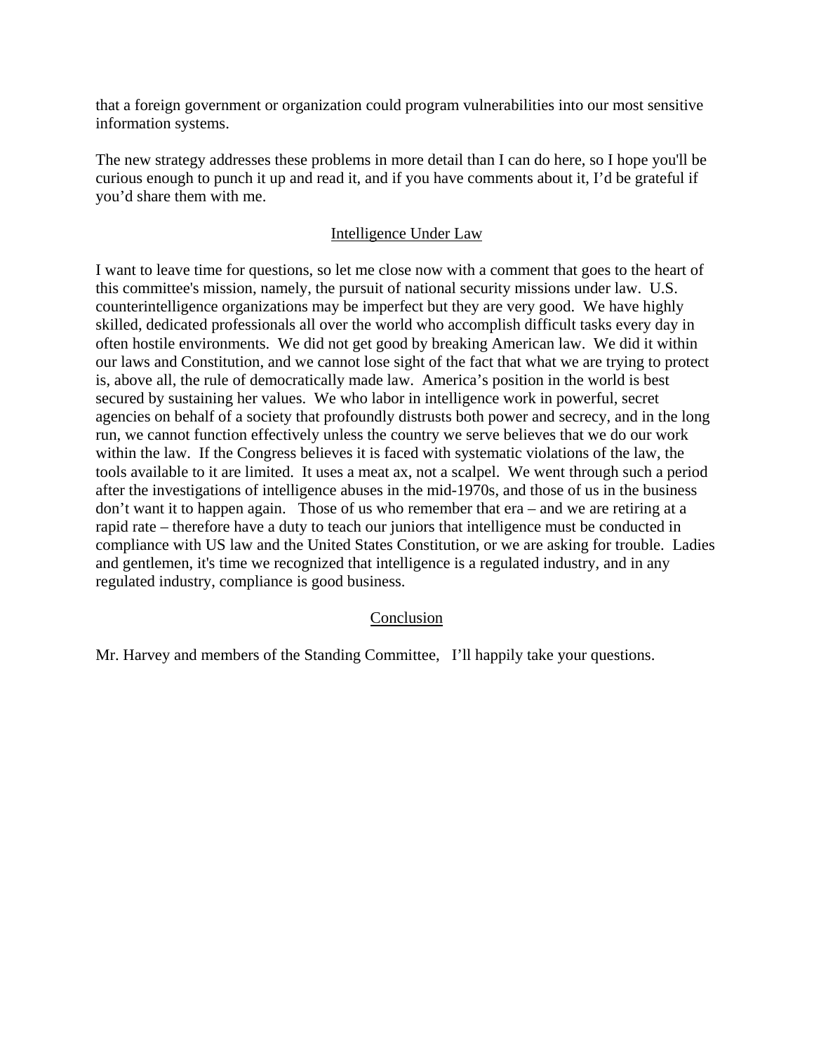that a foreign government or organization could program vulnerabilities into our most sensitive information systems.

The new strategy addresses these problems in more detail than I can do here, so I hope you'll be curious enough to punch it up and read it, and if you have comments about it, I'd be grateful if you'd share them with me.

## Intelligence Under Law

I want to leave time for questions, so let me close now with a comment that goes to the heart of this committee's mission, namely, the pursuit of national security missions under law. U.S. counterintelligence organizations may be imperfect but they are very good. We have highly skilled, dedicated professionals all over the world who accomplish difficult tasks every day in often hostile environments. We did not get good by breaking American law. We did it within our laws and Constitution, and we cannot lose sight of the fact that what we are trying to protect is, above all, the rule of democratically made law. America's position in the world is best secured by sustaining her values. We who labor in intelligence work in powerful, secret agencies on behalf of a society that profoundly distrusts both power and secrecy, and in the long run, we cannot function effectively unless the country we serve believes that we do our work within the law. If the Congress believes it is faced with systematic violations of the law, the tools available to it are limited. It uses a meat ax, not a scalpel. We went through such a period after the investigations of intelligence abuses in the mid-1970s, and those of us in the business don't want it to happen again. Those of us who remember that era – and we are retiring at a rapid rate – therefore have a duty to teach our juniors that intelligence must be conducted in compliance with US law and the United States Constitution, or we are asking for trouble. Ladies and gentlemen, it's time we recognized that intelligence is a regulated industry, and in any regulated industry, compliance is good business.

## Conclusion

Mr. Harvey and members of the Standing Committee, I'll happily take your questions.